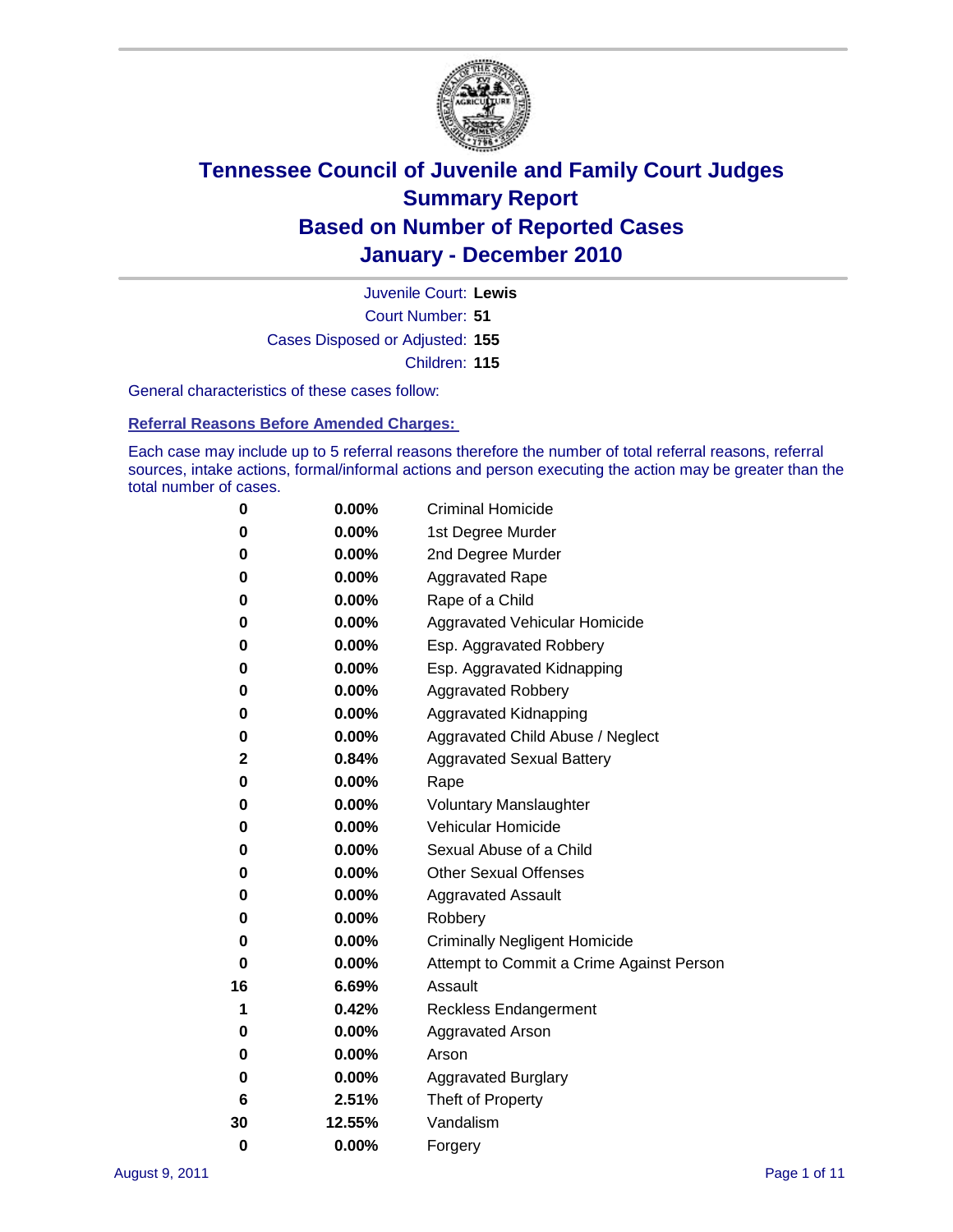# Tennessee Council of Juvenile and Family Court Judges
## Summary Report
## Based on Number of Reported Cases
## January - December 2010

Juvenile Court: **Lewis**

Court Number: **51**

Cases Disposed or Adjusted: **155**

Children: **115**

General characteristics of these cases follow:

### Referral Reasons Before Amended Charges:

Each case may include up to 5 referral reasons therefore the number of total referral reasons, referral sources, intake actions, formal/informal actions and person executing the action may be greater than the total number of cases.

| Count | Percent | Referral Reason |
|---|---|---|
| 0 | 0.00% | Criminal Homicide |
| 0 | 0.00% | 1st Degree Murder |
| 0 | 0.00% | 2nd Degree Murder |
| 0 | 0.00% | Aggravated Rape |
| 0 | 0.00% | Rape of a Child |
| 0 | 0.00% | Aggravated Vehicular Homicide |
| 0 | 0.00% | Esp. Aggravated Robbery |
| 0 | 0.00% | Esp. Aggravated Kidnapping |
| 0 | 0.00% | Aggravated Robbery |
| 0 | 0.00% | Aggravated Kidnapping |
| 0 | 0.00% | Aggravated Child Abuse / Neglect |
| 2 | 0.84% | Aggravated Sexual Battery |
| 0 | 0.00% | Rape |
| 0 | 0.00% | Voluntary Manslaughter |
| 0 | 0.00% | Vehicular Homicide |
| 0 | 0.00% | Sexual Abuse of a Child |
| 0 | 0.00% | Other Sexual Offenses |
| 0 | 0.00% | Aggravated Assault |
| 0 | 0.00% | Robbery |
| 0 | 0.00% | Criminally Negligent Homicide |
| 0 | 0.00% | Attempt to Commit a Crime Against Person |
| 16 | 6.69% | Assault |
| 1 | 0.42% | Reckless Endangerment |
| 0 | 0.00% | Aggravated Arson |
| 0 | 0.00% | Arson |
| 0 | 0.00% | Aggravated Burglary |
| 6 | 2.51% | Theft of Property |
| 30 | 12.55% | Vandalism |
| 0 | 0.00% | Forgery |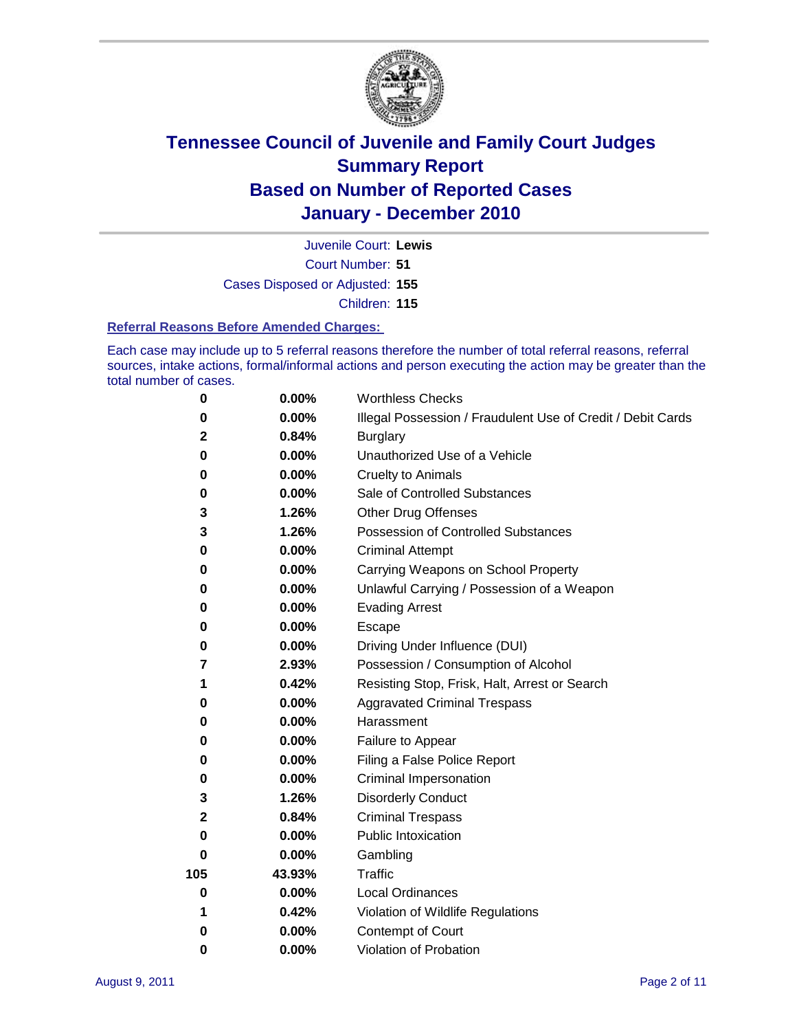# Tennessee Council of Juvenile and Family Court Judges
## Summary Report
## Based on Number of Reported Cases
## January - December 2010

Juvenile Court: **Lewis**

Court Number: **51**

Cases Disposed or Adjusted: **155**

Children: **115**

### Referral Reasons Before Amended Charges:

Each case may include up to 5 referral reasons therefore the number of total referral reasons, referral sources, intake actions, formal/informal actions and person executing the action may be greater than the total number of cases.

| | | |
|---|---|---|
| 0 | 0.00% | Worthless Checks |
| 0 | 0.00% | Illegal Possession / Fraudulent Use of Credit / Debit Cards |
| 2 | 0.84% | Burglary |
| 0 | 0.00% | Unauthorized Use of a Vehicle |
| 0 | 0.00% | Cruelty to Animals |
| 0 | 0.00% | Sale of Controlled Substances |
| 3 | 1.26% | Other Drug Offenses |
| 3 | 1.26% | Possession of Controlled Substances |
| 0 | 0.00% | Criminal Attempt |
| 0 | 0.00% | Carrying Weapons on School Property |
| 0 | 0.00% | Unlawful Carrying / Possession of a Weapon |
| 0 | 0.00% | Evading Arrest |
| 0 | 0.00% | Escape |
| 0 | 0.00% | Driving Under Influence (DUI) |
| 7 | 2.93% | Possession / Consumption of Alcohol |
| 1 | 0.42% | Resisting Stop, Frisk, Halt, Arrest or Search |
| 0 | 0.00% | Aggravated Criminal Trespass |
| 0 | 0.00% | Harassment |
| 0 | 0.00% | Failure to Appear |
| 0 | 0.00% | Filing a False Police Report |
| 0 | 0.00% | Criminal Impersonation |
| 3 | 1.26% | Disorderly Conduct |
| 2 | 0.84% | Criminal Trespass |
| 0 | 0.00% | Public Intoxication |
| 0 | 0.00% | Gambling |
| 105 | 43.93% | Traffic |
| 0 | 0.00% | Local Ordinances |
| 1 | 0.42% | Violation of Wildlife Regulations |
| 0 | 0.00% | Contempt of Court |
| 0 | 0.00% | Violation of Probation |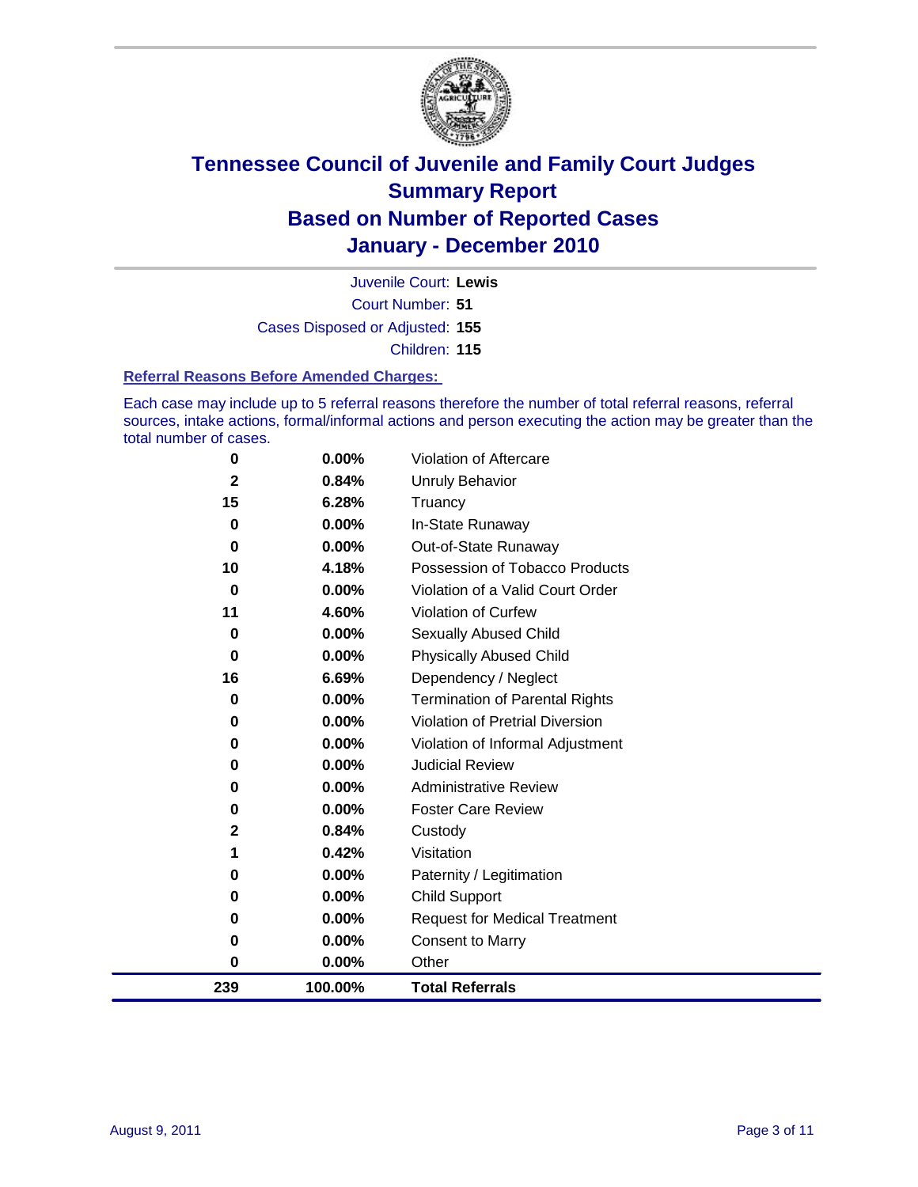# Tennessee Council of Juvenile and Family Court Judges
## Summary Report
## Based on Number of Reported Cases
## January - December 2010

Juvenile Court: **Lewis**

Court Number: **51**

Cases Disposed or Adjusted: **155**

Children: **115**

### Referral Reasons Before Amended Charges:

Each case may include up to 5 referral reasons therefore the number of total referral reasons, referral sources, intake actions, formal/informal actions and person executing the action may be greater than the total number of cases.

| Count | Percent | Referral Reason |
|---|---|---|
| 0 | 0.00% | Violation of Aftercare |
| 2 | 0.84% | Unruly Behavior |
| 15 | 6.28% | Truancy |
| 0 | 0.00% | In-State Runaway |
| 0 | 0.00% | Out-of-State Runaway |
| 10 | 4.18% | Possession of Tobacco Products |
| 0 | 0.00% | Violation of a Valid Court Order |
| 11 | 4.60% | Violation of Curfew |
| 0 | 0.00% | Sexually Abused Child |
| 0 | 0.00% | Physically Abused Child |
| 16 | 6.69% | Dependency / Neglect |
| 0 | 0.00% | Termination of Parental Rights |
| 0 | 0.00% | Violation of Pretrial Diversion |
| 0 | 0.00% | Violation of Informal Adjustment |
| 0 | 0.00% | Judicial Review |
| 0 | 0.00% | Administrative Review |
| 0 | 0.00% | Foster Care Review |
| 2 | 0.84% | Custody |
| 1 | 0.42% | Visitation |
| 0 | 0.00% | Paternity / Legitimation |
| 0 | 0.00% | Child Support |
| 0 | 0.00% | Request for Medical Treatment |
| 0 | 0.00% | Consent to Marry |
| 0 | 0.00% | Other |
| **239** | **100.00%** | **Total Referrals** |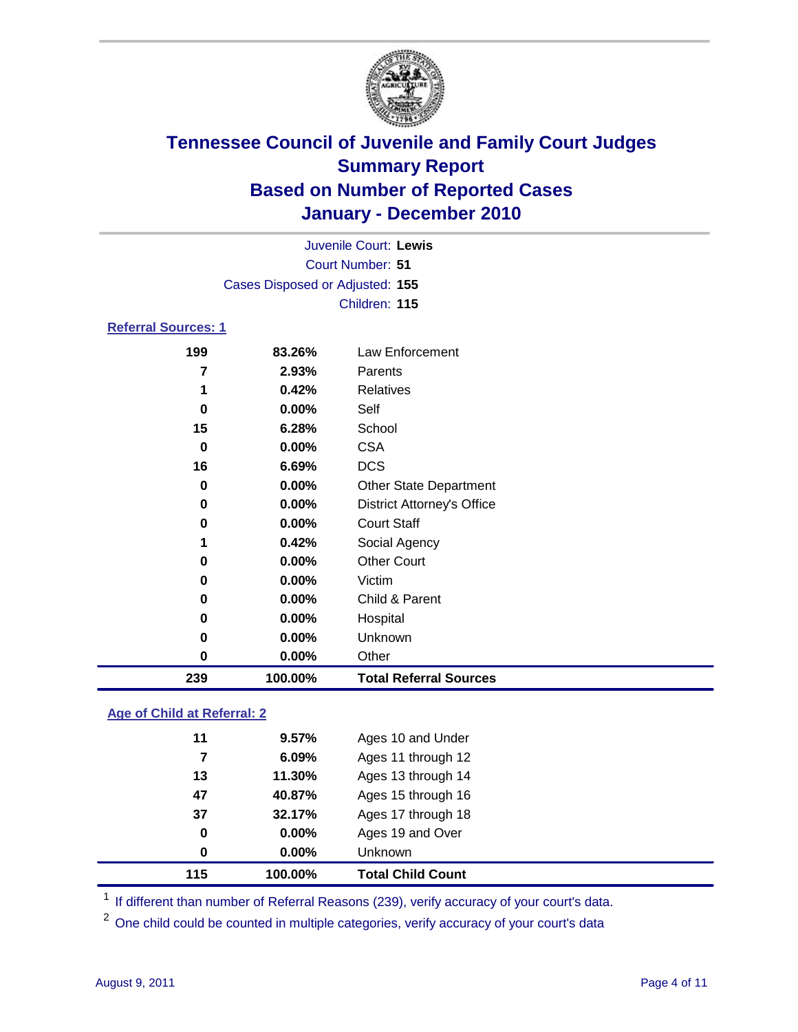# Tennessee Council of Juvenile and Family Court Judges
# Summary Report
# Based on Number of Reported Cases
# January - December 2010

Juvenile Court: **Lewis**
Court Number: **51**
Cases Disposed or Adjusted: **155**
Children: **115**

## Referral Sources: 1

| | | |
|---|---|---|
| 199 | 83.26% | Law Enforcement |
| 7 | 2.93% | Parents |
| 1 | 0.42% | Relatives |
| 0 | 0.00% | Self |
| 15 | 6.28% | School |
| 0 | 0.00% | CSA |
| 16 | 6.69% | DCS |
| 0 | 0.00% | Other State Department |
| 0 | 0.00% | District Attorney's Office |
| 0 | 0.00% | Court Staff |
| 1 | 0.42% | Social Agency |
| 0 | 0.00% | Other Court |
| 0 | 0.00% | Victim |
| 0 | 0.00% | Child & Parent |
| 0 | 0.00% | Hospital |
| 0 | 0.00% | Unknown |
| 0 | 0.00% | Other |
| **239** | **100.00%** | **Total Referral Sources** |

## Age of Child at Referral: 2

| | | |
|---|---|---|
| 11 | 9.57% | Ages 10 and Under |
| 7 | 6.09% | Ages 11 through 12 |
| 13 | 11.30% | Ages 13 through 14 |
| 47 | 40.87% | Ages 15 through 16 |
| 37 | 32.17% | Ages 17 through 18 |
| 0 | 0.00% | Ages 19 and Over |
| 0 | 0.00% | Unknown |
| **115** | **100.00%** | **Total Child Count** |

[1] If different than number of Referral Reasons (239), verify accuracy of your court's data.

[2] One child could be counted in multiple categories, verify accuracy of your court's data

August 9, 2011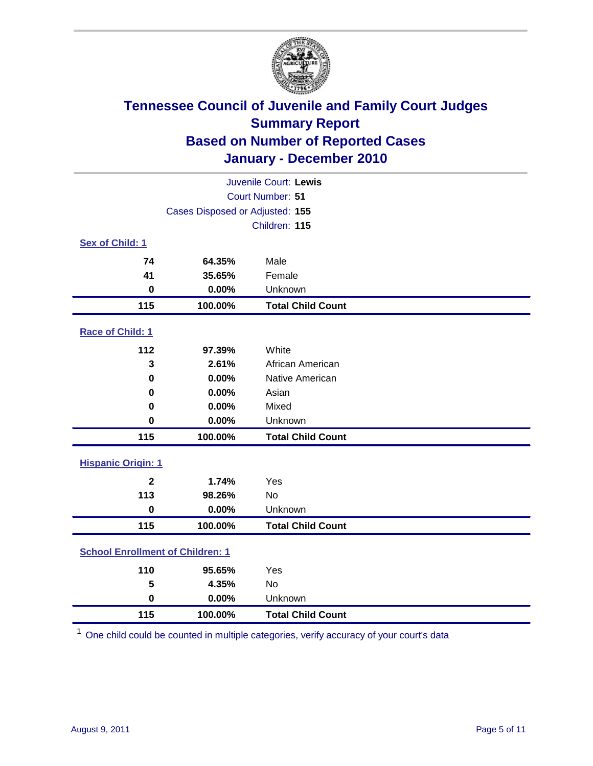# Tennessee Council of Juvenile and Family Court Judges
## Summary Report
## Based on Number of Reported Cases
## January - December 2010

Juvenile Court: **Lewis**
Court Number: **51**
Cases Disposed or Adjusted: **155**
Children: **115**

### Sex of Child: [1]

| | | |
|---|---|---|
| 74 | 64.35% | Male |
| 41 | 35.65% | Female |
| 0 | 0.00% | Unknown |
| **115** | **100.00%** | **Total Child Count** |

### Race of Child: [1]

| | | |
|---|---|---|
| 112 | 97.39% | White |
| 3 | 2.61% | African American |
| 0 | 0.00% | Native American |
| 0 | 0.00% | Asian |
| 0 | 0.00% | Mixed |
| 0 | 0.00% | Unknown |
| **115** | **100.00%** | **Total Child Count** |

### Hispanic Origin: [1]

| | | |
|---|---|---|
| 2 | 1.74% | Yes |
| 113 | 98.26% | No |
| 0 | 0.00% | Unknown |
| **115** | **100.00%** | **Total Child Count** |

### School Enrollment of Children: [1]

| | | |
|---|---|---|
| 110 | 95.65% | Yes |
| 5 | 4.35% | No |
| 0 | 0.00% | Unknown |
| **115** | **100.00%** | **Total Child Count** |

[1] One child could be counted in multiple categories, verify accuracy of your court's data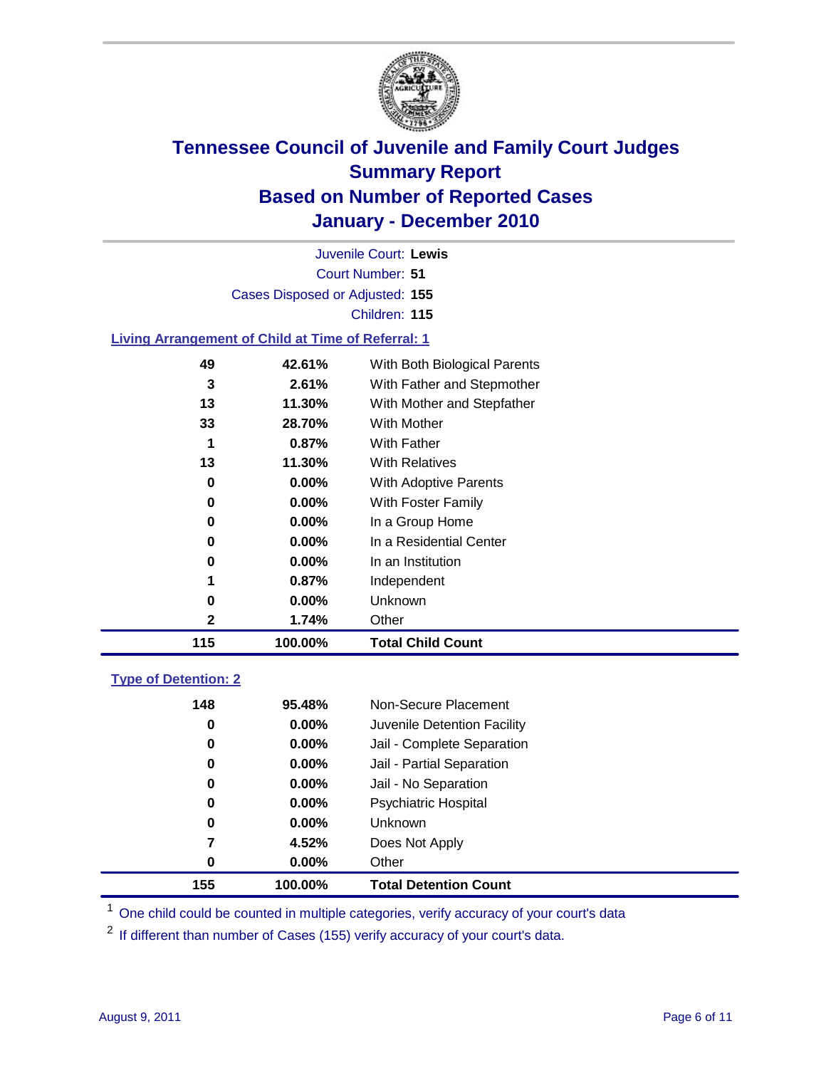# Tennessee Council of Juvenile and Family Court Judges
## Summary Report
## Based on Number of Reported Cases
## January - December 2010

Juvenile Court: **Lewis**
Court Number: **51**
Cases Disposed or Adjusted: **155**
Children: **115**

### Living Arrangement of Child at Time of Referral: 1

| Count | Percent | Category |
|---|---|---|
| 49 | 42.61% | With Both Biological Parents |
| 3 | 2.61% | With Father and Stepmother |
| 13 | 11.30% | With Mother and Stepfather |
| 33 | 28.70% | With Mother |
| 1 | 0.87% | With Father |
| 13 | 11.30% | With Relatives |
| 0 | 0.00% | With Adoptive Parents |
| 0 | 0.00% | With Foster Family |
| 0 | 0.00% | In a Group Home |
| 0 | 0.00% | In a Residential Center |
| 0 | 0.00% | In an Institution |
| 1 | 0.87% | Independent |
| 0 | 0.00% | Unknown |
| 2 | 1.74% | Other |
| **115** | **100.00%** | **Total Child Count** |

### Type of Detention: 2

| Count | Percent | Category |
|---|---|---|
| 148 | 95.48% | Non-Secure Placement |
| 0 | 0.00% | Juvenile Detention Facility |
| 0 | 0.00% | Jail - Complete Separation |
| 0 | 0.00% | Jail - Partial Separation |
| 0 | 0.00% | Jail - No Separation |
| 0 | 0.00% | Psychiatric Hospital |
| 0 | 0.00% | Unknown |
| 7 | 4.52% | Does Not Apply |
| 0 | 0.00% | Other |
| **155** | **100.00%** | **Total Detention Count** |

[1] One child could be counted in multiple categories, verify accuracy of your court's data

[2] If different than number of Cases (155) verify accuracy of your court's data.

August 9, 2011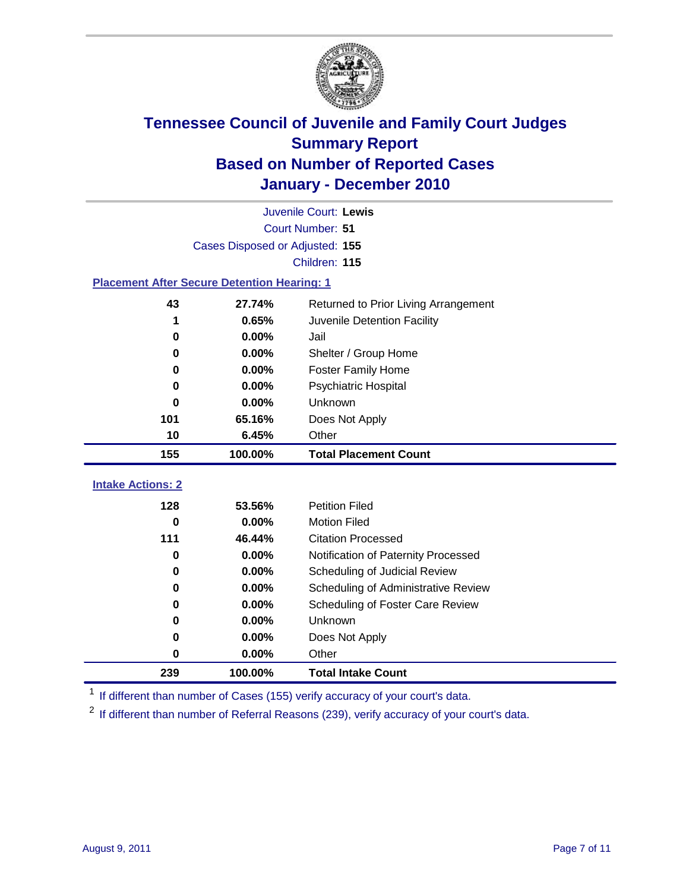# Tennessee Council of Juvenile and Family Court Judges
## Summary Report
## Based on Number of Reported Cases
## January - December 2010

Juvenile Court: **Lewis**
Court Number: **51**
Cases Disposed or Adjusted: **155**
Children: **115**

### Placement After Secure Detention Hearing: 1

| Count | Percent | Placement |
|---|---|---|
| 43 | 27.74% | Returned to Prior Living Arrangement |
| 1 | 0.65% | Juvenile Detention Facility |
| 0 | 0.00% | Jail |
| 0 | 0.00% | Shelter / Group Home |
| 0 | 0.00% | Foster Family Home |
| 0 | 0.00% | Psychiatric Hospital |
| 0 | 0.00% | Unknown |
| 101 | 65.16% | Does Not Apply |
| 10 | 6.45% | Other |
| **155** | **100.00%** | **Total Placement Count** |

### Intake Actions: 2

| Count | Percent | Intake Action |
|---|---|---|
| 128 | 53.56% | Petition Filed |
| 0 | 0.00% | Motion Filed |
| 111 | 46.44% | Citation Processed |
| 0 | 0.00% | Notification of Paternity Processed |
| 0 | 0.00% | Scheduling of Judicial Review |
| 0 | 0.00% | Scheduling of Administrative Review |
| 0 | 0.00% | Scheduling of Foster Care Review |
| 0 | 0.00% | Unknown |
| 0 | 0.00% | Does Not Apply |
| 0 | 0.00% | Other |
| **239** | **100.00%** | **Total Intake Count** |

[1] If different than number of Cases (155) verify accuracy of your court's data.

[2] If different than number of Referral Reasons (239), verify accuracy of your court's data.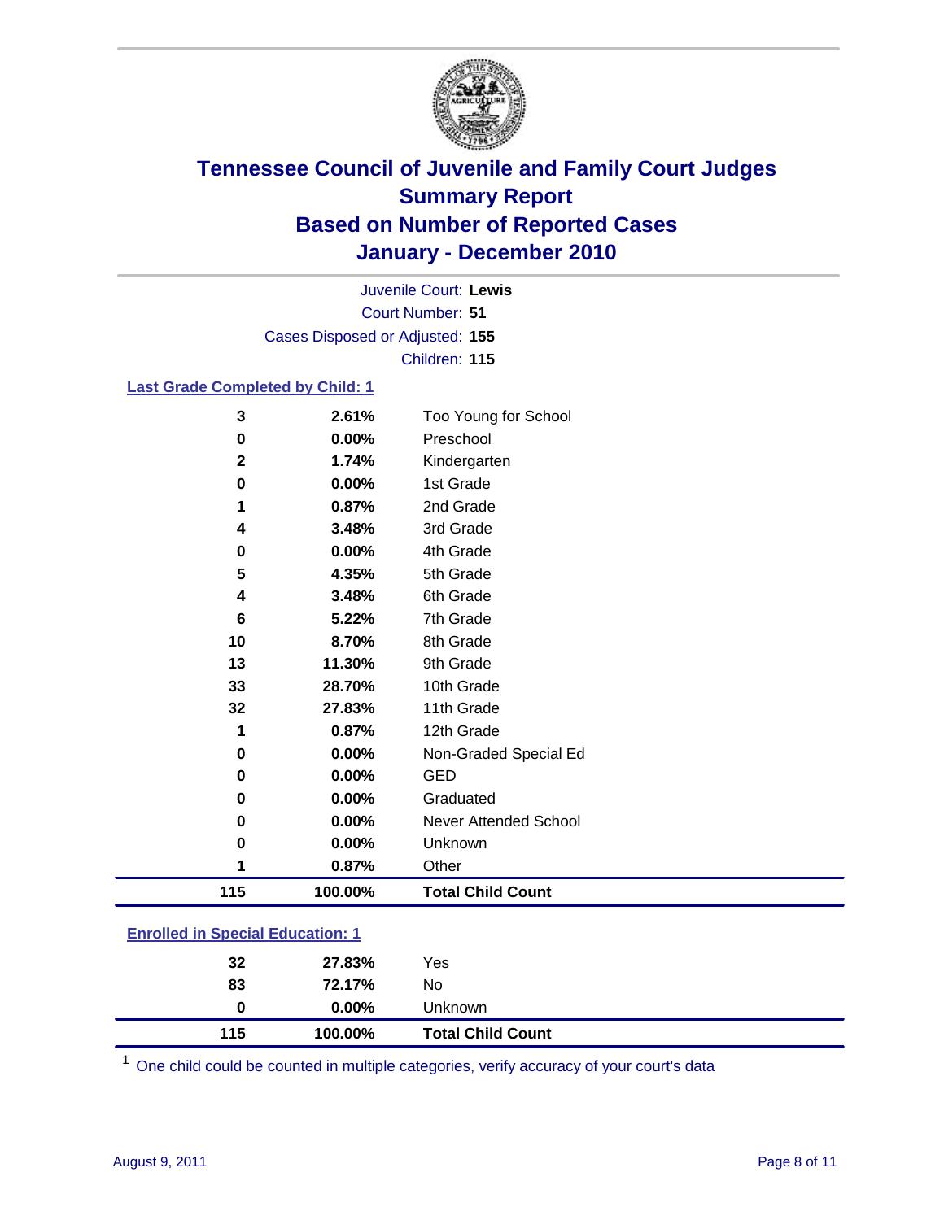# Tennessee Council of Juvenile and Family Court Judges
## Summary Report
## Based on Number of Reported Cases
## January - December 2010

Juvenile Court: **Lewis**
Court Number: **51**
Cases Disposed or Adjusted: **155**
Children: **115**

### Last Grade Completed by Child: 1

| Count | Percent | Category |
|---|---|---|
| 3 | 2.61% | Too Young for School |
| 0 | 0.00% | Preschool |
| 2 | 1.74% | Kindergarten |
| 0 | 0.00% | 1st Grade |
| 1 | 0.87% | 2nd Grade |
| 4 | 3.48% | 3rd Grade |
| 0 | 0.00% | 4th Grade |
| 5 | 4.35% | 5th Grade |
| 4 | 3.48% | 6th Grade |
| 6 | 5.22% | 7th Grade |
| 10 | 8.70% | 8th Grade |
| 13 | 11.30% | 9th Grade |
| 33 | 28.70% | 10th Grade |
| 32 | 27.83% | 11th Grade |
| 1 | 0.87% | 12th Grade |
| 0 | 0.00% | Non-Graded Special Ed |
| 0 | 0.00% | GED |
| 0 | 0.00% | Graduated |
| 0 | 0.00% | Never Attended School |
| 0 | 0.00% | Unknown |
| 1 | 0.87% | Other |
| **115** | **100.00%** | **Total Child Count** |

### Enrolled in Special Education: 1

| Count | Percent | Category |
|---|---|---|
| 32 | 27.83% | Yes |
| 83 | 72.17% | No |
| 0 | 0.00% | Unknown |
| **115** | **100.00%** | **Total Child Count** |

[1] One child could be counted in multiple categories, verify accuracy of your court's data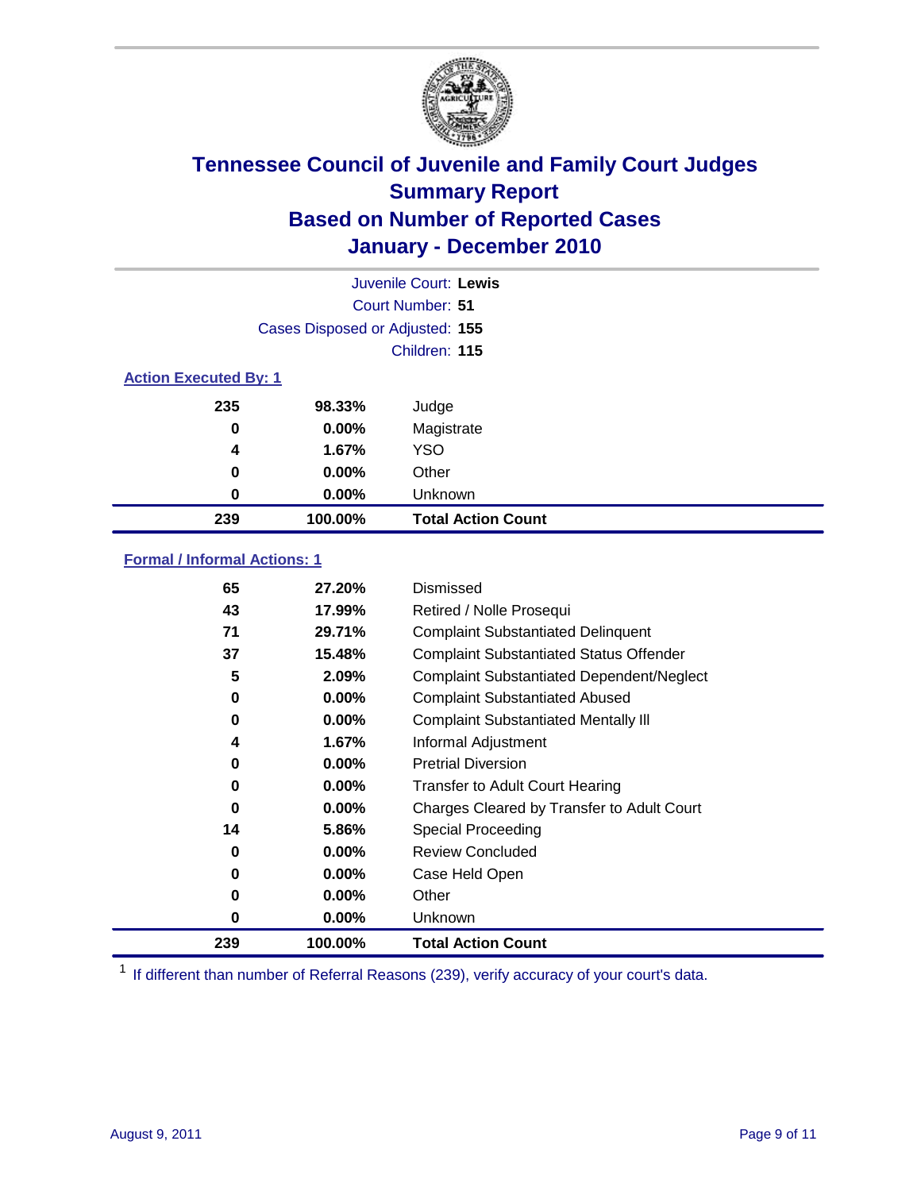# Tennessee Council of Juvenile and Family Court Judges
## Summary Report
## Based on Number of Reported Cases
## January - December 2010

Juvenile Court: **Lewis**
Court Number: **51**
Cases Disposed or Adjusted: **155**
Children: **115**

### Action Executed By: 1

| Count | Percent | Description |
|---|---|---|
| 235 | 98.33% | Judge |
| 0 | 0.00% | Magistrate |
| 4 | 1.67% | YSO |
| 0 | 0.00% | Other |
| 0 | 0.00% | Unknown |
| **239** | **100.00%** | **Total Action Count** |

### Formal / Informal Actions: 1

| Count | Percent | Description |
|---|---|---|
| 65 | 27.20% | Dismissed |
| 43 | 17.99% | Retired / Nolle Prosequi |
| 71 | 29.71% | Complaint Substantiated Delinquent |
| 37 | 15.48% | Complaint Substantiated Status Offender |
| 5 | 2.09% | Complaint Substantiated Dependent/Neglect |
| 0 | 0.00% | Complaint Substantiated Abused |
| 0 | 0.00% | Complaint Substantiated Mentally Ill |
| 4 | 1.67% | Informal Adjustment |
| 0 | 0.00% | Pretrial Diversion |
| 0 | 0.00% | Transfer to Adult Court Hearing |
| 0 | 0.00% | Charges Cleared by Transfer to Adult Court |
| 14 | 5.86% | Special Proceeding |
| 0 | 0.00% | Review Concluded |
| 0 | 0.00% | Case Held Open |
| 0 | 0.00% | Other |
| 0 | 0.00% | Unknown |
| **239** | **100.00%** | **Total Action Count** |

[1] If different than number of Referral Reasons (239), verify accuracy of your court's data.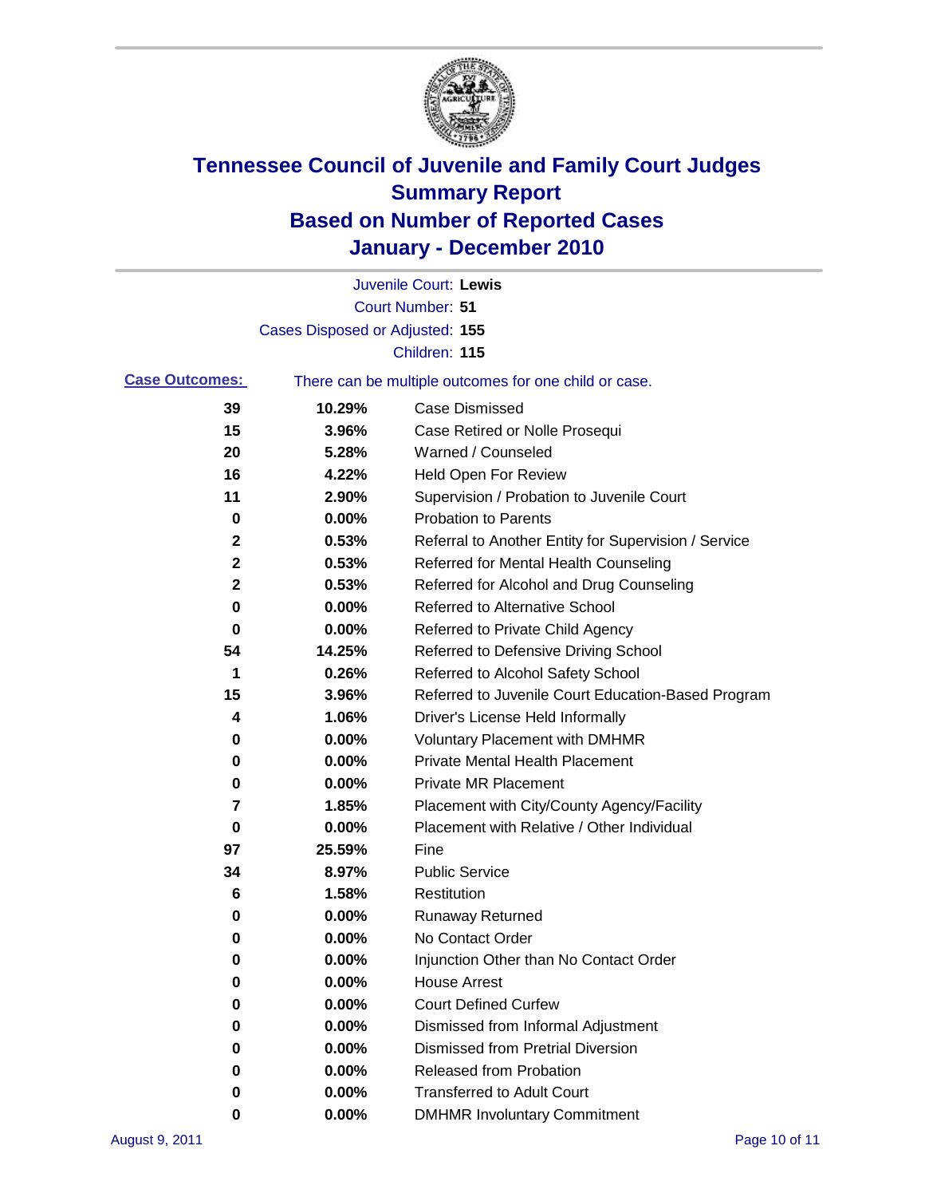# Tennessee Council of Juvenile and Family Court Judges
## Summary Report
## Based on Number of Reported Cases
## January - December 2010

Juvenile Court: **Lewis**
Court Number: **51**
Cases Disposed or Adjusted: **155**
Children: **115**

**Case Outcomes:** There can be multiple outcomes for one child or case.

| Count | Percent | Outcome |
|---|---|---|
| 39 | 10.29% | Case Dismissed |
| 15 | 3.96% | Case Retired or Nolle Prosequi |
| 20 | 5.28% | Warned / Counseled |
| 16 | 4.22% | Held Open For Review |
| 11 | 2.90% | Supervision / Probation to Juvenile Court |
| 0 | 0.00% | Probation to Parents |
| 2 | 0.53% | Referral to Another Entity for Supervision / Service |
| 2 | 0.53% | Referred for Mental Health Counseling |
| 2 | 0.53% | Referred for Alcohol and Drug Counseling |
| 0 | 0.00% | Referred to Alternative School |
| 0 | 0.00% | Referred to Private Child Agency |
| 54 | 14.25% | Referred to Defensive Driving School |
| 1 | 0.26% | Referred to Alcohol Safety School |
| 15 | 3.96% | Referred to Juvenile Court Education-Based Program |
| 4 | 1.06% | Driver's License Held Informally |
| 0 | 0.00% | Voluntary Placement with DMHMR |
| 0 | 0.00% | Private Mental Health Placement |
| 0 | 0.00% | Private MR Placement |
| 7 | 1.85% | Placement with City/County Agency/Facility |
| 0 | 0.00% | Placement with Relative / Other Individual |
| 97 | 25.59% | Fine |
| 34 | 8.97% | Public Service |
| 6 | 1.58% | Restitution |
| 0 | 0.00% | Runaway Returned |
| 0 | 0.00% | No Contact Order |
| 0 | 0.00% | Injunction Other than No Contact Order |
| 0 | 0.00% | House Arrest |
| 0 | 0.00% | Court Defined Curfew |
| 0 | 0.00% | Dismissed from Informal Adjustment |
| 0 | 0.00% | Dismissed from Pretrial Diversion |
| 0 | 0.00% | Released from Probation |
| 0 | 0.00% | Transferred to Adult Court |
| 0 | 0.00% | DMHMR Involuntary Commitment |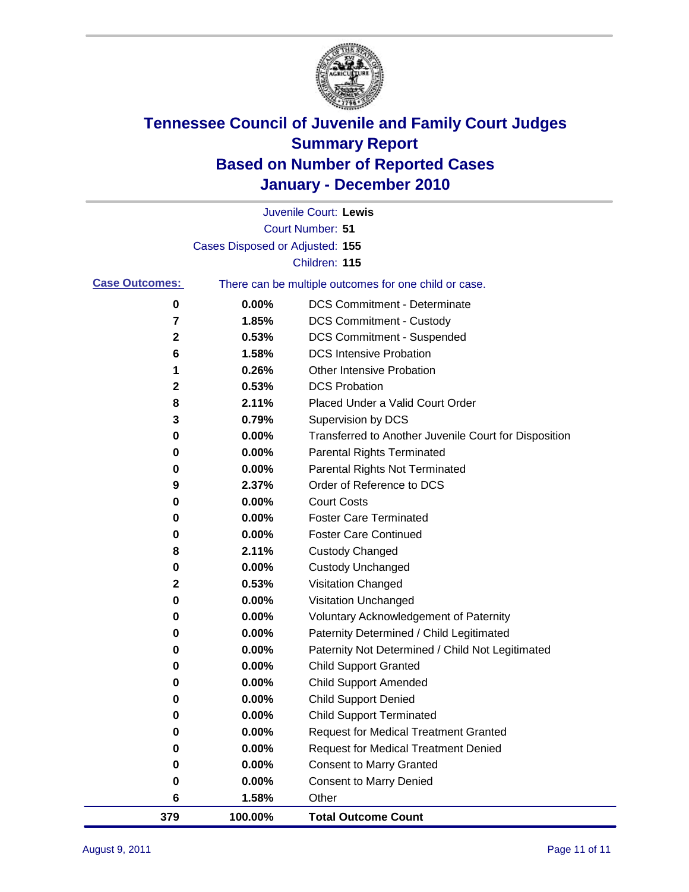# Tennessee Council of Juvenile and Family Court Judges
## Summary Report
## Based on Number of Reported Cases
## January - December 2010

Juvenile Court: **Lewis**

Court Number: **51**

Cases Disposed or Adjusted: **155**

Children: **115**

**Case Outcomes:** There can be multiple outcomes for one child or case.

| | | |
|---|---|---|
| 0 | 0.00% | DCS Commitment - Determinate |
| 7 | 1.85% | DCS Commitment - Custody |
| 2 | 0.53% | DCS Commitment - Suspended |
| 6 | 1.58% | DCS Intensive Probation |
| 1 | 0.26% | Other Intensive Probation |
| 2 | 0.53% | DCS Probation |
| 8 | 2.11% | Placed Under a Valid Court Order |
| 3 | 0.79% | Supervision by DCS |
| 0 | 0.00% | Transferred to Another Juvenile Court for Disposition |
| 0 | 0.00% | Parental Rights Terminated |
| 0 | 0.00% | Parental Rights Not Terminated |
| 9 | 2.37% | Order of Reference to DCS |
| 0 | 0.00% | Court Costs |
| 0 | 0.00% | Foster Care Terminated |
| 0 | 0.00% | Foster Care Continued |
| 8 | 2.11% | Custody Changed |
| 0 | 0.00% | Custody Unchanged |
| 2 | 0.53% | Visitation Changed |
| 0 | 0.00% | Visitation Unchanged |
| 0 | 0.00% | Voluntary Acknowledgement of Paternity |
| 0 | 0.00% | Paternity Determined / Child Legitimated |
| 0 | 0.00% | Paternity Not Determined / Child Not Legitimated |
| 0 | 0.00% | Child Support Granted |
| 0 | 0.00% | Child Support Amended |
| 0 | 0.00% | Child Support Denied |
| 0 | 0.00% | Child Support Terminated |
| 0 | 0.00% | Request for Medical Treatment Granted |
| 0 | 0.00% | Request for Medical Treatment Denied |
| 0 | 0.00% | Consent to Marry Granted |
| 0 | 0.00% | Consent to Marry Denied |
| 6 | 1.58% | Other |
| **379** | **100.00%** | **Total Outcome Count** |